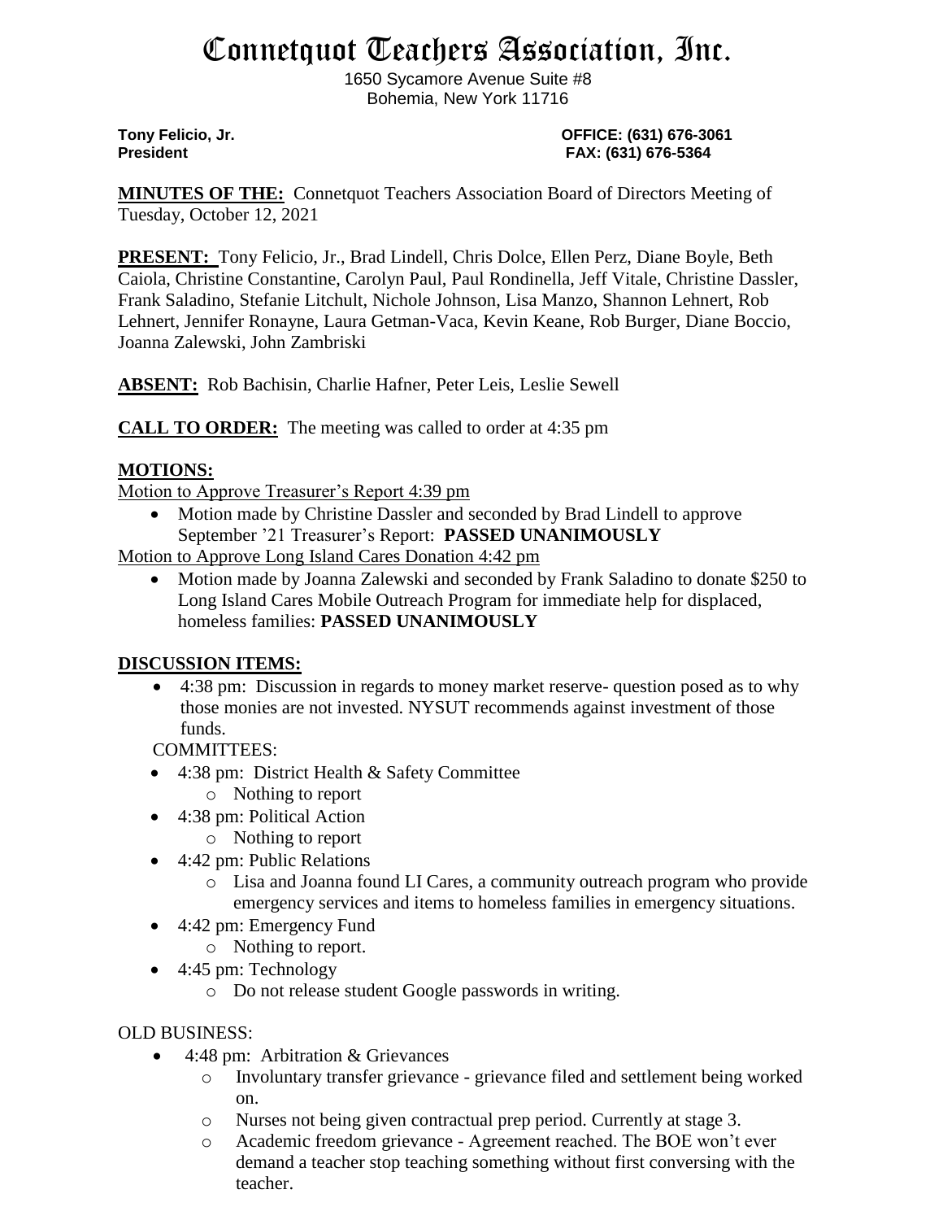# Connetquot Teachers Association, Inc.

1650 Sycamore Avenue Suite #8
Bohemia, New York 11716

**Tony Felicio, Jr.** **OFFICE: (631) 676-3061**
**President** **FAX: (631) 676-5364**

**MINUTES OF THE:** Connetquot Teachers Association Board of Directors Meeting of Tuesday, October 12, 2021

**PRESENT:** Tony Felicio, Jr., Brad Lindell, Chris Dolce, Ellen Perz, Diane Boyle, Beth Caiola, Christine Constantine, Carolyn Paul, Paul Rondinella, Jeff Vitale, Christine Dassler, Frank Saladino, Stefanie Litchult, Nichole Johnson, Lisa Manzo, Shannon Lehnert, Rob Lehnert, Jennifer Ronayne, Laura Getman-Vaca, Kevin Keane, Rob Burger, Diane Boccio, Joanna Zalewski, John Zambriski

**ABSENT:** Rob Bachisin, Charlie Hafner, Peter Leis, Leslie Sewell

**CALL TO ORDER:** The meeting was called to order at 4:35 pm

## MOTIONS:

Motion to Approve Treasurer's Report 4:39 pm

- Motion made by Christine Dassler and seconded by Brad Lindell to approve September '21 Treasurer's Report: **PASSED UNANIMOUSLY**

Motion to Approve Long Island Cares Donation 4:42 pm

- Motion made by Joanna Zalewski and seconded by Frank Saladino to donate $250 to Long Island Cares Mobile Outreach Program for immediate help for displaced, homeless families: **PASSED UNANIMOUSLY**

## DISCUSSION ITEMS:

- 4:38 pm: Discussion in regards to money market reserve- question posed as to why those monies are not invested. NYSUT recommends against investment of those funds.

COMMITTEES:

- 4:38 pm: District Health & Safety Committee
  - Nothing to report
- 4:38 pm: Political Action
  - Nothing to report
- 4:42 pm: Public Relations
  - Lisa and Joanna found LI Cares, a community outreach program who provide emergency services and items to homeless families in emergency situations.
- 4:42 pm: Emergency Fund
  - Nothing to report.
- 4:45 pm: Technology
  - Do not release student Google passwords in writing.

OLD BUSINESS:

- 4:48 pm: Arbitration & Grievances
  - Involuntary transfer grievance - grievance filed and settlement being worked on.
  - Nurses not being given contractual prep period. Currently at stage 3.
  - Academic freedom grievance - Agreement reached. The BOE won't ever demand a teacher stop teaching something without first conversing with the teacher.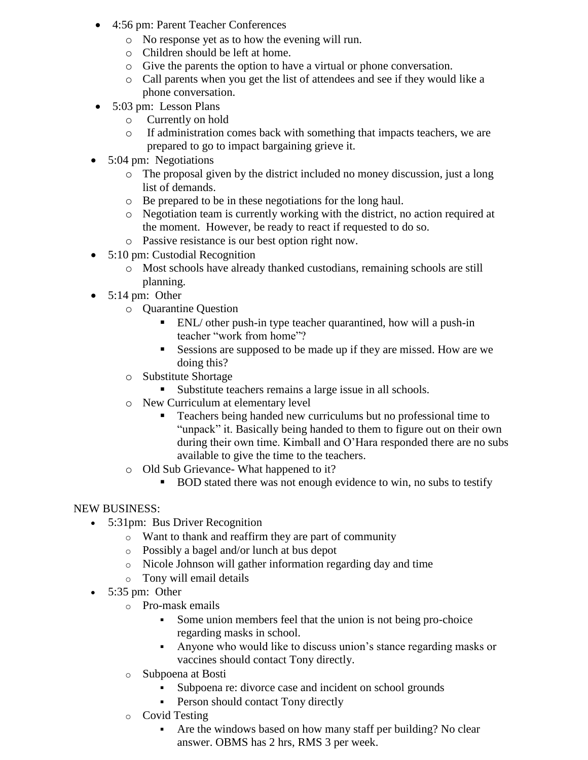- 4:56 pm: Parent Teacher Conferences
  - No response yet as to how the evening will run.
  - Children should be left at home.
  - Give the parents the option to have a virtual or phone conversation.
  - Call parents when you get the list of attendees and see if they would like a phone conversation.
- 5:03 pm: Lesson Plans
  - Currently on hold
  - If administration comes back with something that impacts teachers, we are prepared to go to impact bargaining grieve it.
- 5:04 pm: Negotiations
  - The proposal given by the district included no money discussion, just a long list of demands.
  - Be prepared to be in these negotiations for the long haul.
  - Negotiation team is currently working with the district, no action required at the moment. However, be ready to react if requested to do so.
  - Passive resistance is our best option right now.
- 5:10 pm: Custodial Recognition
  - Most schools have already thanked custodians, remaining schools are still planning.
- 5:14 pm: Other
  - Quarantine Question
    - ENL/ other push-in type teacher quarantined, how will a push-in teacher "work from home"?
    - Sessions are supposed to be made up if they are missed. How are we doing this?
  - Substitute Shortage
    - Substitute teachers remains a large issue in all schools.
  - New Curriculum at elementary level
    - Teachers being handed new curriculums but no professional time to "unpack" it. Basically being handed to them to figure out on their own during their own time. Kimball and O'Hara responded there are no subs available to give the time to the teachers.
  - Old Sub Grievance- What happened to it?
    - BOD stated there was not enough evidence to win, no subs to testify

NEW BUSINESS:

- 5:31pm: Bus Driver Recognition
  - Want to thank and reaffirm they are part of community
  - Possibly a bagel and/or lunch at bus depot
  - Nicole Johnson will gather information regarding day and time
  - Tony will email details
- 5:35 pm: Other
  - Pro-mask emails
    - Some union members feel that the union is not being pro-choice regarding masks in school.
    - Anyone who would like to discuss union's stance regarding masks or vaccines should contact Tony directly.
  - Subpoena at Bosti
    - Subpoena re: divorce case and incident on school grounds
    - Person should contact Tony directly
  - Covid Testing
    - Are the windows based on how many staff per building? No clear answer. OBMS has 2 hrs, RMS 3 per week.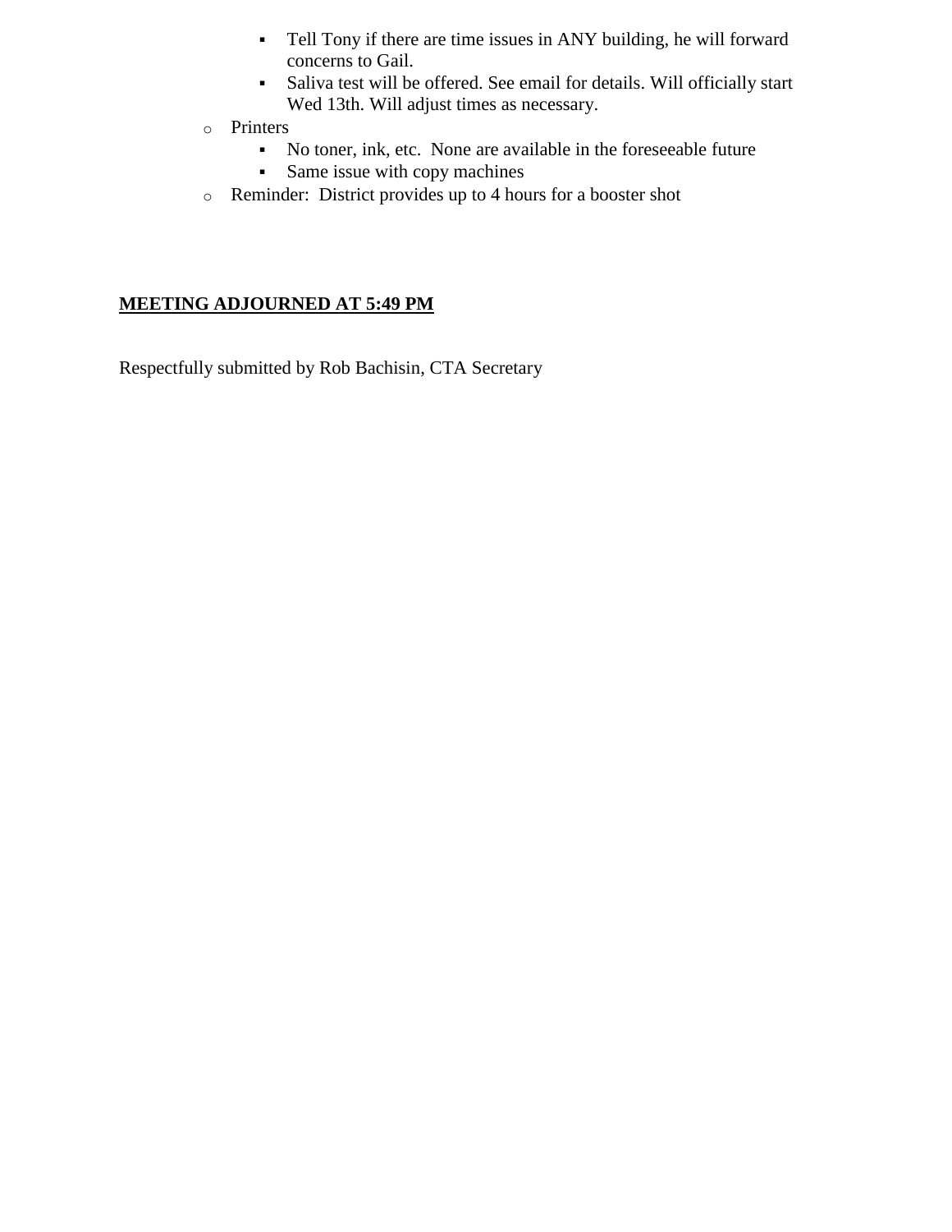- Tell Tony if there are time issues in ANY building, he will forward concerns to Gail.
        - Saliva test will be offered. See email for details. Will officially start Wed 13th. Will adjust times as necessary.
    - Printers
        - No toner, ink, etc. None are available in the foreseeable future
        - Same issue with copy machines
    - Reminder: District provides up to 4 hours for a booster shot

**MEETING ADJOURNED AT 5:49 PM**

Respectfully submitted by Rob Bachisin, CTA Secretary